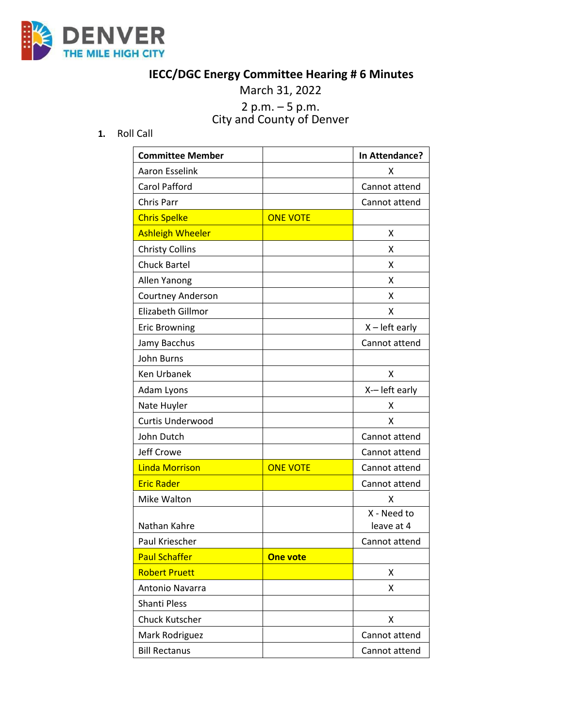# IECC/DGC Energy Committee Hearing # 6 Minutes

March 31, 2022

2 p.m. – 5 p.m.

City and County of Denver

1. Roll Call

| Committee Member | | In Attendance? |
|---|---|---|
| Aaron Esselink | | X |
| Carol Pafford | | Cannot attend |
| Chris Parr | | Cannot attend |
| Chris Spelke | ONE VOTE | |
| Ashleigh Wheeler | | X |
| Christy Collins | | X |
| Chuck Bartel | | X |
| Allen Yanong | | X |
| Courtney Anderson | | X |
| Elizabeth Gillmor | | X |
| Eric Browning | | X – left early |
| Jamy Bacchus | | Cannot attend |
| John Burns | | |
| Ken Urbanek | | X |
| Adam Lyons | | X-– left early |
| Nate Huyler | | X |
| Curtis Underwood | | X |
| John Dutch | | Cannot attend |
| Jeff Crowe | | Cannot attend |
| Linda Morrison | ONE VOTE | Cannot attend |
| Eric Rader | | Cannot attend |
| Mike Walton | | X |
| Nathan Kahre | | X - Need to leave at 4 |
| Paul Kriescher | | Cannot attend |
| Paul Schaffer | **One vote** | |
| Robert Pruett | | X |
| Antonio Navarra | | X |
| Shanti Pless | | |
| Chuck Kutscher | | X |
| Mark Rodriguez | | Cannot attend |
| Bill Rectanus | | Cannot attend |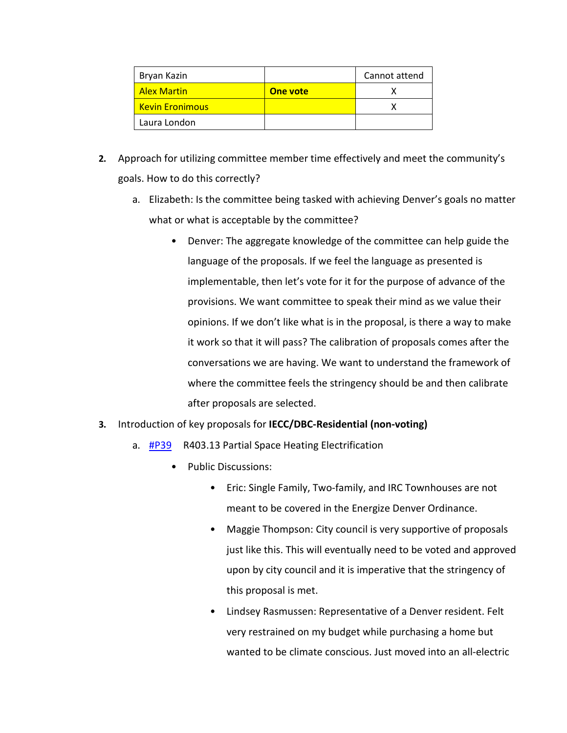| Bryan Kazin | | Cannot attend |
|---|---|---|
| Alex Martin | **One vote** | X |
| Kevin Eronimous | | X |
| Laura London | | |

2. Approach for utilizing committee member time effectively and meet the community's goals. How to do this correctly?
   a. Elizabeth: Is the committee being tasked with achieving Denver's goals no matter what or what is acceptable by the committee?
      - Denver: The aggregate knowledge of the committee can help guide the language of the proposals. If we feel the language as presented is implementable, then let's vote for it for the purpose of advance of the provisions. We want committee to speak their mind as we value their opinions. If we don't like what is in the proposal, is there a way to make it work so that it will pass? The calibration of proposals comes after the conversations we are having. We want to understand the framework of where the committee feels the stringency should be and then calibrate after proposals are selected.
3. Introduction of key proposals for **IECC/DBC-Residential (non-voting)**
   a. #P39 R403.13 Partial Space Heating Electrification
      - Public Discussions:
         - Eric: Single Family, Two-family, and IRC Townhouses are not meant to be covered in the Energize Denver Ordinance.
         - Maggie Thompson: City council is very supportive of proposals just like this. This will eventually need to be voted and approved upon by city council and it is imperative that the stringency of this proposal is met.
         - Lindsey Rasmussen: Representative of a Denver resident. Felt very restrained on my budget while purchasing a home but wanted to be climate conscious. Just moved into an all-electric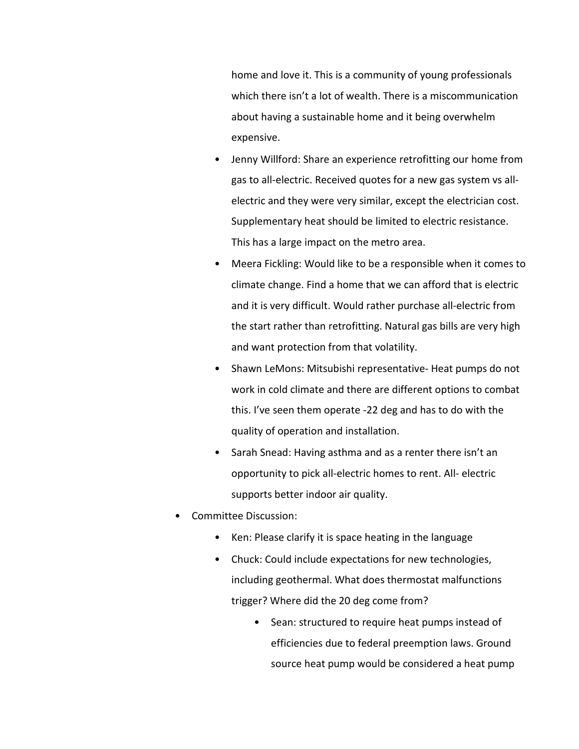home and love it. This is a community of young professionals which there isn't a lot of wealth. There is a miscommunication about having a sustainable home and it being overwhelm expensive.

  - Jenny Willford: Share an experience retrofitting our home from gas to all-electric. Received quotes for a new gas system vs all-electric and they were very similar, except the electrician cost. Supplementary heat should be limited to electric resistance. This has a large impact on the metro area.
  - Meera Fickling: Would like to be a responsible when it comes to climate change. Find a home that we can afford that is electric and it is very difficult. Would rather purchase all-electric from the start rather than retrofitting. Natural gas bills are very high and want protection from that volatility.
  - Shawn LeMons: Mitsubishi representative- Heat pumps do not work in cold climate and there are different options to combat this. I've seen them operate -22 deg and has to do with the quality of operation and installation.
  - Sarah Snead: Having asthma and as a renter there isn't an opportunity to pick all-electric homes to rent. All- electric supports better indoor air quality.
- Committee Discussion:
  - Ken: Please clarify it is space heating in the language
  - Chuck: Could include expectations for new technologies, including geothermal. What does thermostat malfunctions trigger? Where did the 20 deg come from?
    - Sean: structured to require heat pumps instead of efficiencies due to federal preemption laws. Ground source heat pump would be considered a heat pump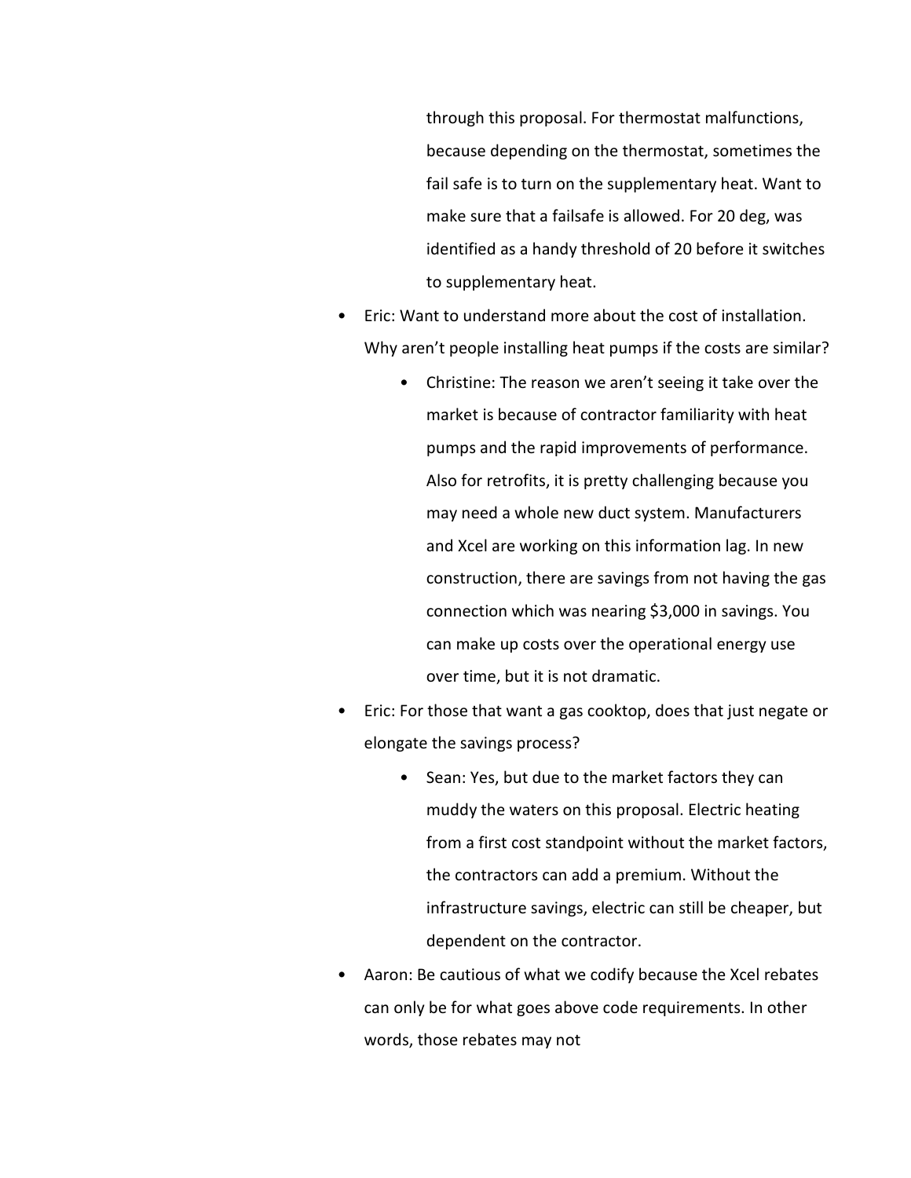through this proposal. For thermostat malfunctions, because depending on the thermostat, sometimes the fail safe is to turn on the supplementary heat. Want to make sure that a failsafe is allowed. For 20 deg, was identified as a handy threshold of 20 before it switches to supplementary heat.

- Eric: Want to understand more about the cost of installation. Why aren't people installing heat pumps if the costs are similar?
    - Christine: The reason we aren't seeing it take over the market is because of contractor familiarity with heat pumps and the rapid improvements of performance. Also for retrofits, it is pretty challenging because you may need a whole new duct system. Manufacturers and Xcel are working on this information lag. In new construction, there are savings from not having the gas connection which was nearing $3,000 in savings. You can make up costs over the operational energy use over time, but it is not dramatic.
- Eric: For those that want a gas cooktop, does that just negate or elongate the savings process?
    - Sean: Yes, but due to the market factors they can muddy the waters on this proposal. Electric heating from a first cost standpoint without the market factors, the contractors can add a premium. Without the infrastructure savings, electric can still be cheaper, but dependent on the contractor.
- Aaron: Be cautious of what we codify because the Xcel rebates can only be for what goes above code requirements. In other words, those rebates may not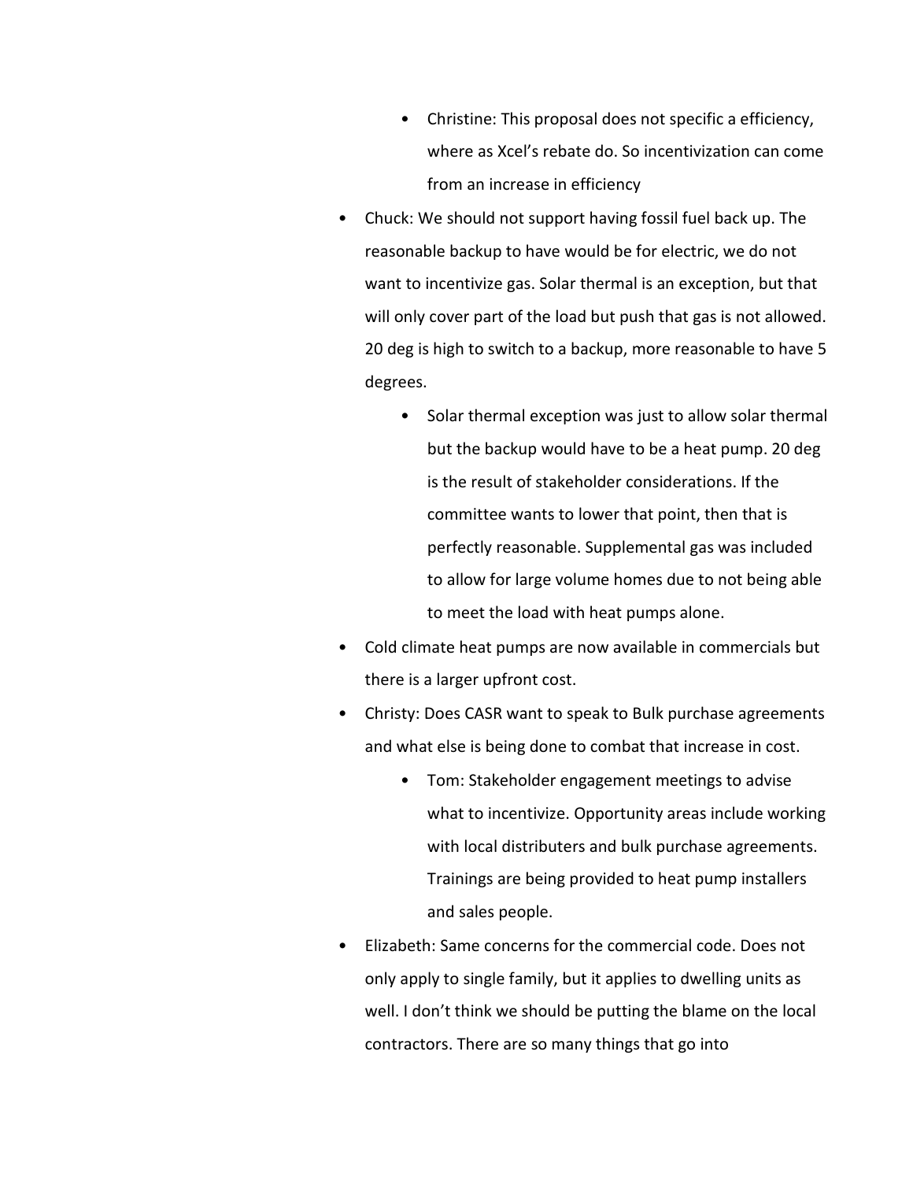- Christine: This proposal does not specific a efficiency, where as Xcel's rebate do. So incentivization can come from an increase in efficiency
- Chuck: We should not support having fossil fuel back up. The reasonable backup to have would be for electric, we do not want to incentivize gas. Solar thermal is an exception, but that will only cover part of the load but push that gas is not allowed. 20 deg is high to switch to a backup, more reasonable to have 5 degrees.
    - Solar thermal exception was just to allow solar thermal but the backup would have to be a heat pump. 20 deg is the result of stakeholder considerations. If the committee wants to lower that point, then that is perfectly reasonable. Supplemental gas was included to allow for large volume homes due to not being able to meet the load with heat pumps alone.
- Cold climate heat pumps are now available in commercials but there is a larger upfront cost.
- Christy: Does CASR want to speak to Bulk purchase agreements and what else is being done to combat that increase in cost.
    - Tom: Stakeholder engagement meetings to advise what to incentivize. Opportunity areas include working with local distributers and bulk purchase agreements. Trainings are being provided to heat pump installers and sales people.
- Elizabeth: Same concerns for the commercial code. Does not only apply to single family, but it applies to dwelling units as well. I don't think we should be putting the blame on the local contractors. There are so many things that go into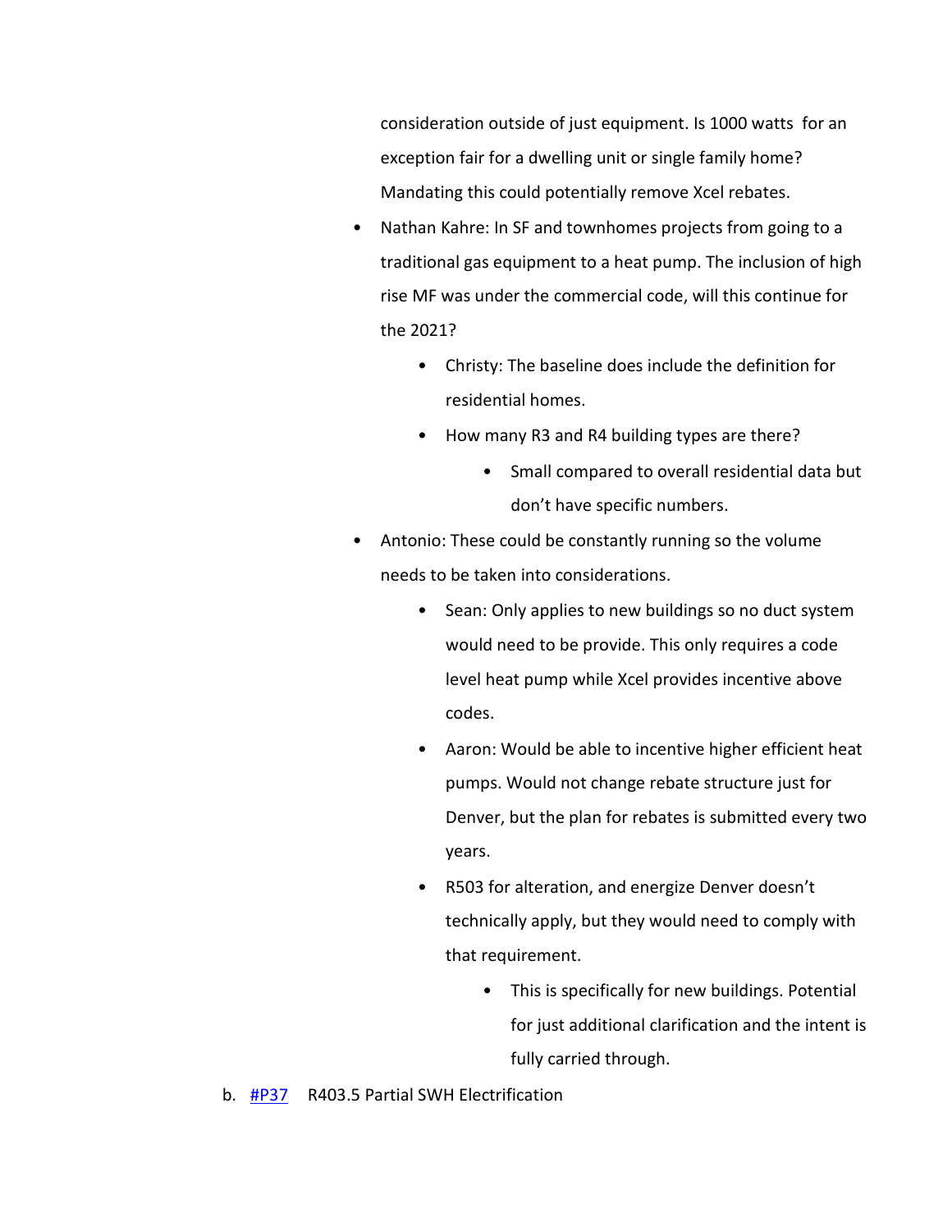consideration outside of just equipment. Is 1000 watts for an exception fair for a dwelling unit or single family home? Mandating this could potentially remove Xcel rebates.

- Nathan Kahre: In SF and townhomes projects from going to a traditional gas equipment to a heat pump. The inclusion of high rise MF was under the commercial code, will this continue for the 2021?
  - Christy: The baseline does include the definition for residential homes.
  - How many R3 and R4 building types are there?
    - Small compared to overall residential data but don't have specific numbers.
- Antonio: These could be constantly running so the volume needs to be taken into considerations.
  - Sean: Only applies to new buildings so no duct system would need to be provide. This only requires a code level heat pump while Xcel provides incentive above codes.
  - Aaron: Would be able to incentive higher efficient heat pumps. Would not change rebate structure just for Denver, but the plan for rebates is submitted every two years.
  - R503 for alteration, and energize Denver doesn't technically apply, but they would need to comply with that requirement.
    - This is specifically for new buildings. Potential for just additional clarification and the intent is fully carried through.

b. #P37 R403.5 Partial SWH Electrification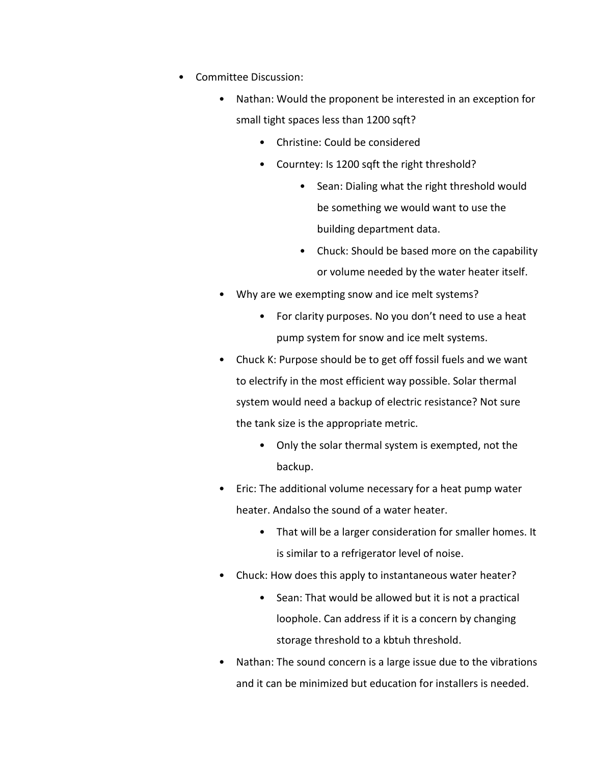- Committee Discussion:
  - Nathan: Would the proponent be interested in an exception for small tight spaces less than 1200 sqft?
    - Christine: Could be considered
    - Courntey: Is 1200 sqft the right threshold?
      - Sean: Dialing what the right threshold would be something we would want to use the building department data.
      - Chuck: Should be based more on the capability or volume needed by the water heater itself.
  - Why are we exempting snow and ice melt systems?
    - For clarity purposes. No you don't need to use a heat pump system for snow and ice melt systems.
  - Chuck K: Purpose should be to get off fossil fuels and we want to electrify in the most efficient way possible. Solar thermal system would need a backup of electric resistance? Not sure the tank size is the appropriate metric.
    - Only the solar thermal system is exempted, not the backup.
  - Eric: The additional volume necessary for a heat pump water heater. Andalso the sound of a water heater.
    - That will be a larger consideration for smaller homes. It is similar to a refrigerator level of noise.
  - Chuck: How does this apply to instantaneous water heater?
    - Sean: That would be allowed but it is not a practical loophole. Can address if it is a concern by changing storage threshold to a kbtuh threshold.
  - Nathan: The sound concern is a large issue due to the vibrations and it can be minimized but education for installers is needed.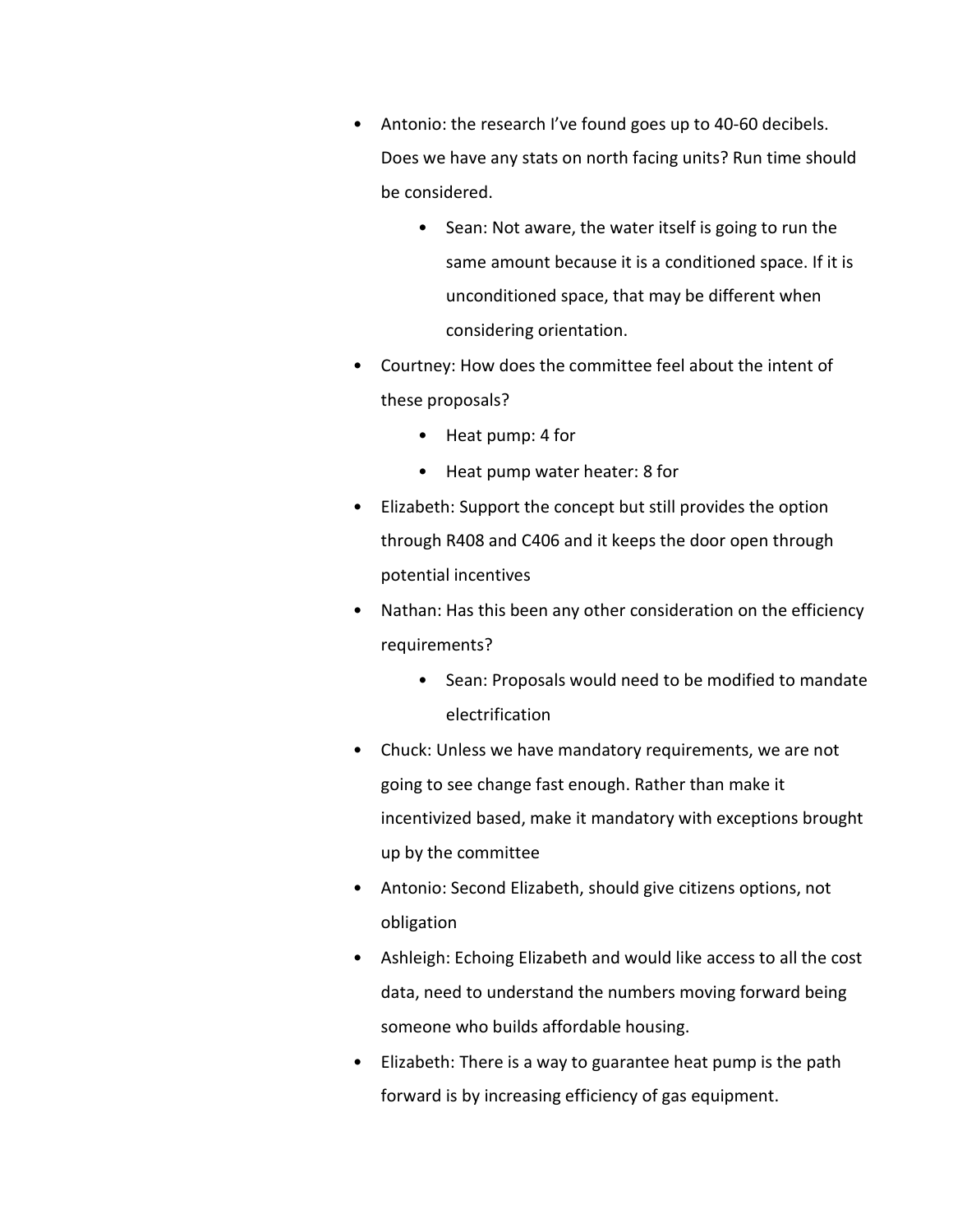- Antonio: the research I've found goes up to 40-60 decibels. Does we have any stats on north facing units? Run time should be considered.
  - Sean: Not aware, the water itself is going to run the same amount because it is a conditioned space. If it is unconditioned space, that may be different when considering orientation.
- Courtney: How does the committee feel about the intent of these proposals?
  - Heat pump: 4 for
  - Heat pump water heater: 8 for
- Elizabeth: Support the concept but still provides the option through R408 and C406 and it keeps the door open through potential incentives
- Nathan: Has this been any other consideration on the efficiency requirements?
  - Sean: Proposals would need to be modified to mandate electrification
- Chuck: Unless we have mandatory requirements, we are not going to see change fast enough. Rather than make it incentivized based, make it mandatory with exceptions brought up by the committee
- Antonio: Second Elizabeth, should give citizens options, not obligation
- Ashleigh: Echoing Elizabeth and would like access to all the cost data, need to understand the numbers moving forward being someone who builds affordable housing.
- Elizabeth: There is a way to guarantee heat pump is the path forward is by increasing efficiency of gas equipment.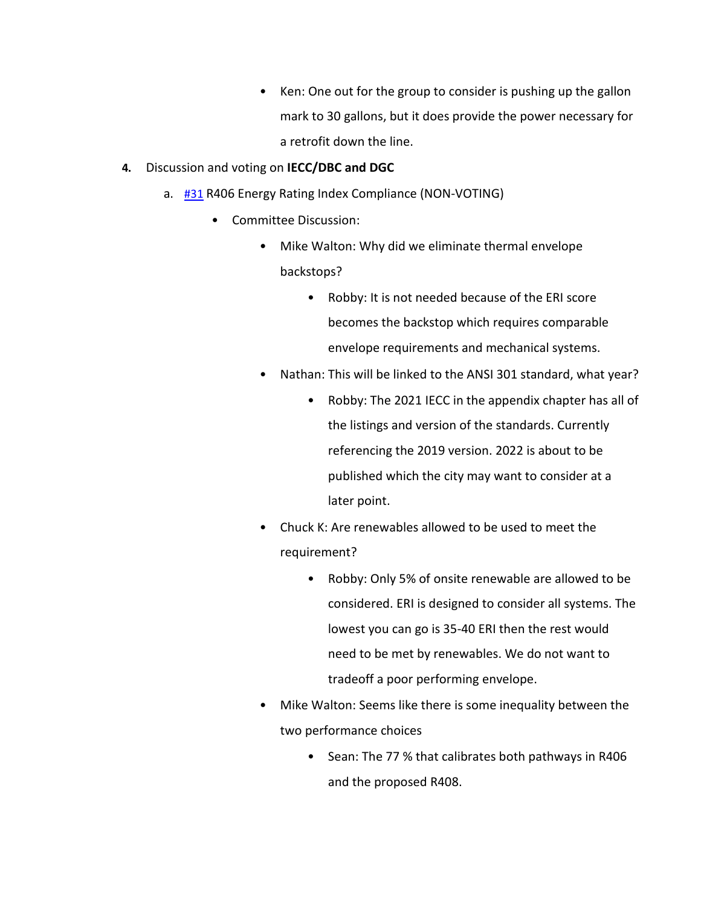- Ken: One out for the group to consider is pushing up the gallon mark to 30 gallons, but it does provide the power necessary for a retrofit down the line.

**4.** Discussion and voting on **IECC/DBC and DGC**

a. #31 R406 Energy Rating Index Compliance (NON-VOTING)

- Committee Discussion:
    - Mike Walton: Why did we eliminate thermal envelope backstops?
        - Robby: It is not needed because of the ERI score becomes the backstop which requires comparable envelope requirements and mechanical systems.
    - Nathan: This will be linked to the ANSI 301 standard, what year?
        - Robby: The 2021 IECC in the appendix chapter has all of the listings and version of the standards. Currently referencing the 2019 version. 2022 is about to be published which the city may want to consider at a later point.
    - Chuck K: Are renewables allowed to be used to meet the requirement?
        - Robby: Only 5% of onsite renewable are allowed to be considered. ERI is designed to consider all systems. The lowest you can go is 35-40 ERI then the rest would need to be met by renewables. We do not want to tradeoff a poor performing envelope.
    - Mike Walton: Seems like there is some inequality between the two performance choices
        - Sean: The 77 % that calibrates both pathways in R406 and the proposed R408.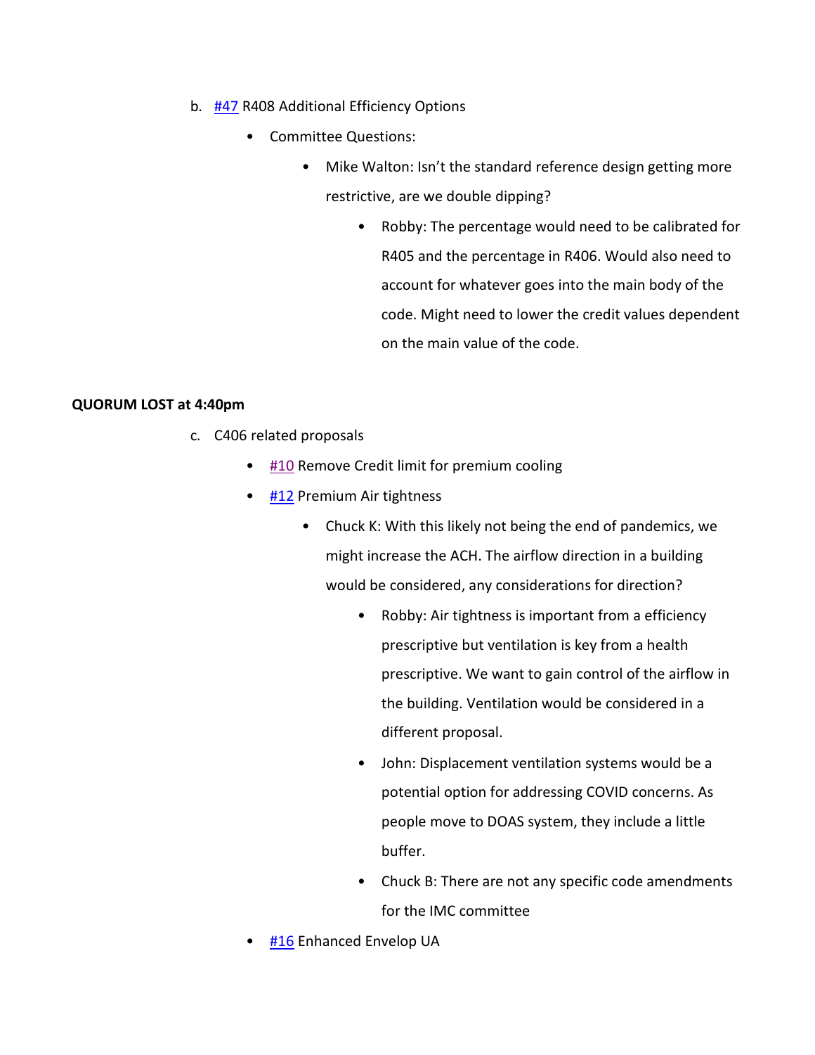b. #47 R408 Additional Efficiency Options

- Committee Questions:
  - Mike Walton: Isn't the standard reference design getting more restrictive, are we double dipping?
    - Robby: The percentage would need to be calibrated for R405 and the percentage in R406. Would also need to account for whatever goes into the main body of the code. Might need to lower the credit values dependent on the main value of the code.

**QUORUM LOST at 4:40pm**

c. C406 related proposals

- #10 Remove Credit limit for premium cooling
- #12 Premium Air tightness
  - Chuck K: With this likely not being the end of pandemics, we might increase the ACH. The airflow direction in a building would be considered, any considerations for direction?
    - Robby: Air tightness is important from a efficiency prescriptive but ventilation is key from a health prescriptive. We want to gain control of the airflow in the building. Ventilation would be considered in a different proposal.
    - John: Displacement ventilation systems would be a potential option for addressing COVID concerns. As people move to DOAS system, they include a little buffer.
    - Chuck B: There are not any specific code amendments for the IMC committee
- #16 Enhanced Envelop UA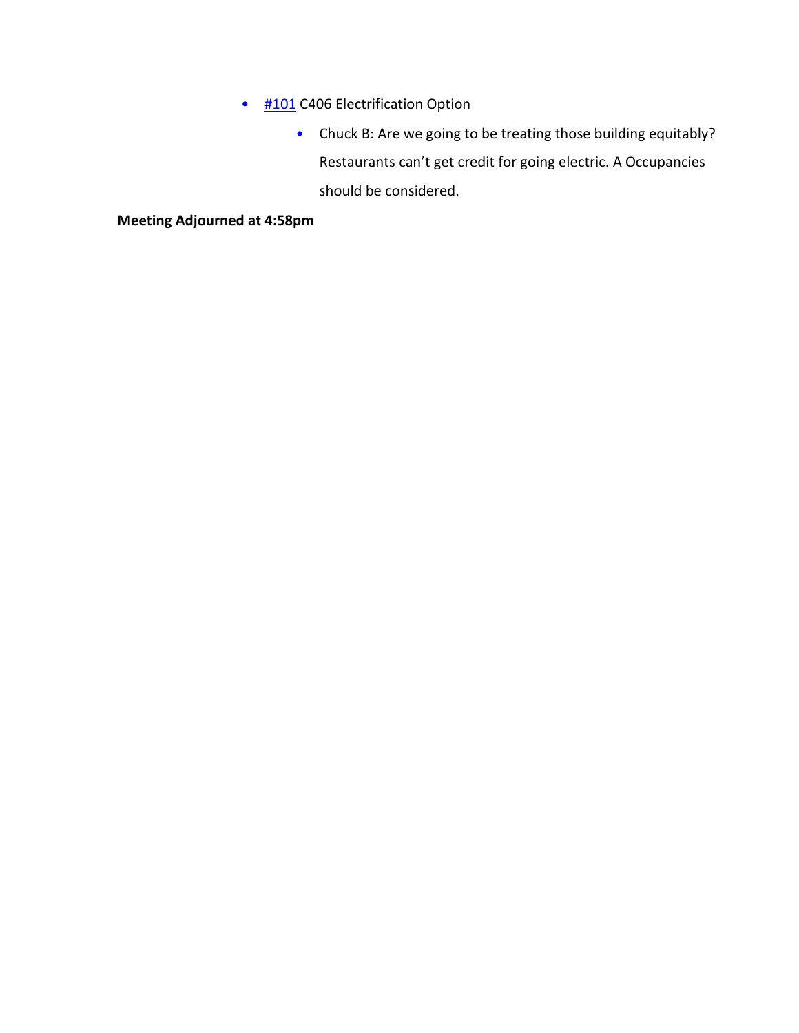- [#101](#) C406 Electrification Option
  - Chuck B: Are we going to be treating those building equitably? Restaurants can't get credit for going electric. A Occupancies should be considered.

**Meeting Adjourned at 4:58pm**